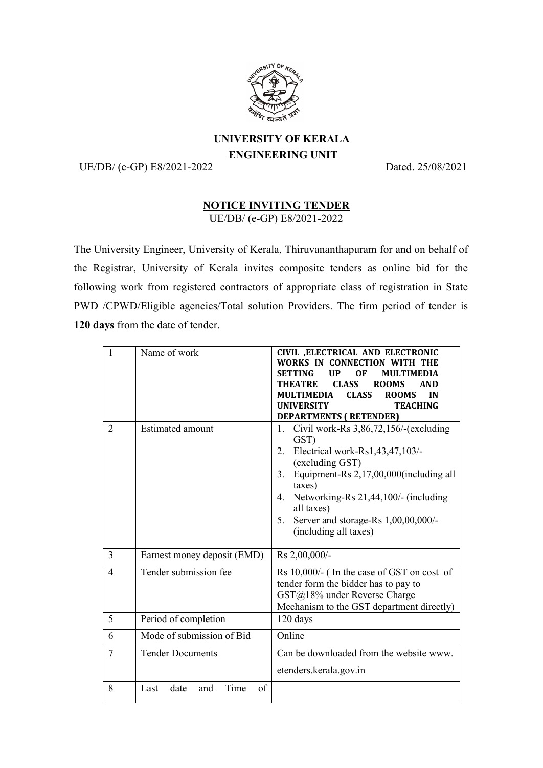## UNIVERSITY OF KERALA
## ENGINEERING UNIT

UE/DB/ (e-GP) E8/2021-2022 Dated. 25/08/2021

### NOTICE INVITING TENDER

UE/DB/ (e-GP) E8/2021-2022

The University Engineer, University of Kerala, Thiruvananthapuram for and on behalf of the Registrar, University of Kerala invites composite tenders as online bid for the following work from registered contractors of appropriate class of registration in State PWD /CPWD/Eligible agencies/Total solution Providers. The firm period of tender is **120 days** from the date of tender.

| | | |
|---|---|---|
| 1 | Name of work | **CIVIL ,ELECTRICAL AND ELECTRONIC WORKS IN CONNECTION WITH THE SETTING UP OF MULTIMEDIA THEATRE CLASS ROOMS AND MULTIMEDIA CLASS ROOMS IN UNIVERSITY TEACHING DEPARTMENTS ( RETENDER)** |
| 2 | Estimated amount | 1. Civil work-Rs 3,86,72,156/-(excluding GST)<br>2. Electrical work-Rs1,43,47,103/- (excluding GST)<br>3. Equipment-Rs 2,17,00,000(including all taxes)<br>4. Networking-Rs 21,44,100/- (including all taxes)<br>5. Server and storage-Rs 1,00,00,000/- (including all taxes) |
| 3 | Earnest money deposit (EMD) | Rs 2,00,000/- |
| 4 | Tender submission fee | Rs 10,000/- ( In the case of GST on cost of tender form the bidder has to pay to GST@18% under Reverse Charge Mechanism to the GST department directly) |
| 5 | Period of completion | 120 days |
| 6 | Mode of submission of Bid | Online |
| 7 | Tender Documents | Can be downloaded from the website www. etenders.kerala.gov.in |
| 8 | Last date and Time of | |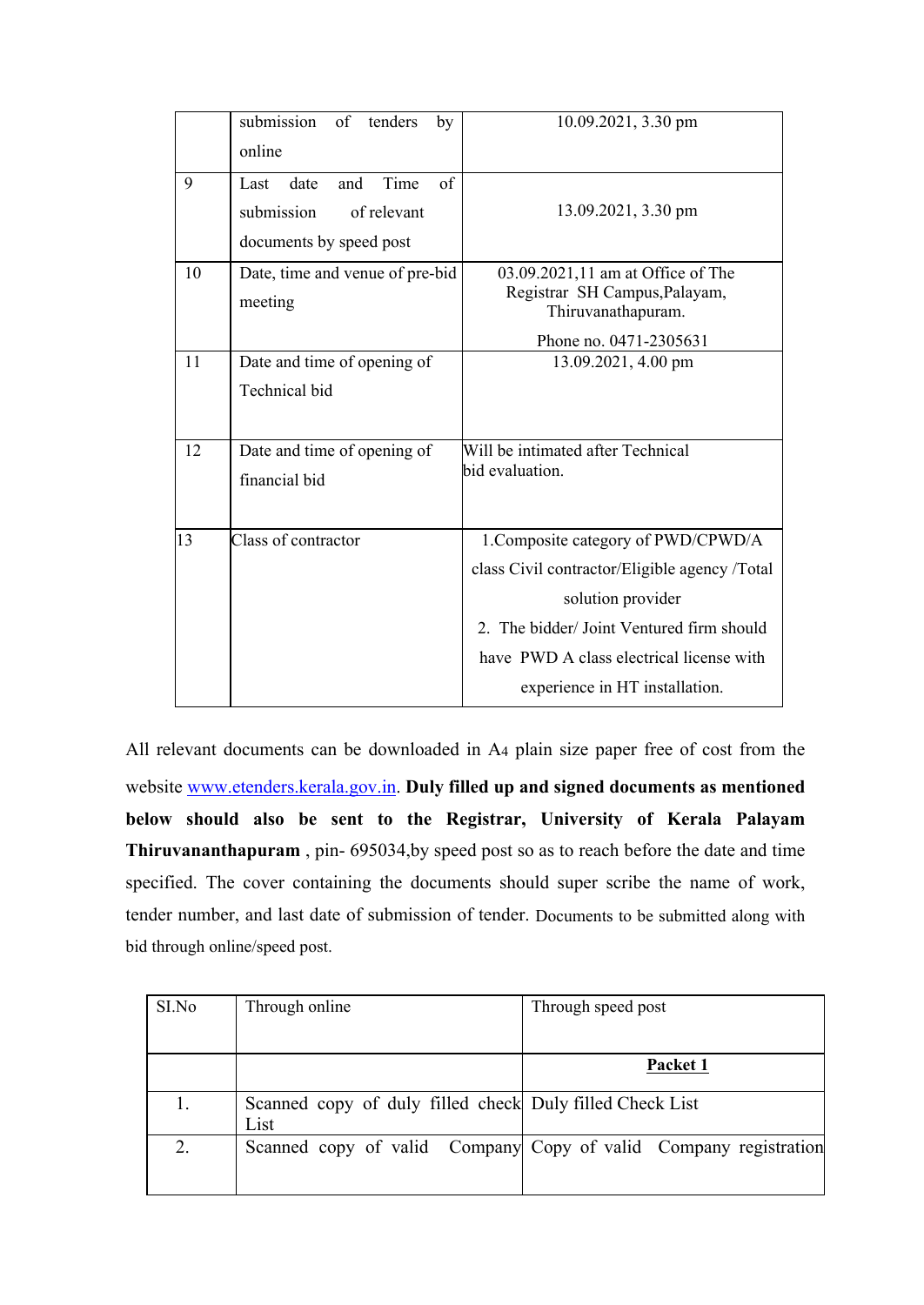|  |  |  |
|---|---|---|
|  | submission of tenders by online | 10.09.2021, 3.30 pm |
| 9 | Last date and Time of submission of relevant documents by speed post | 13.09.2021, 3.30 pm |
| 10 | Date, time and venue of pre-bid meeting | 03.09.2021,11 am at Office of The Registrar SH Campus,Palayam, Thiruvanathapuram. Phone no. 0471-2305631 |
| 11 | Date and time of opening of Technical bid | 13.09.2021, 4.00 pm |
| 12 | Date and time of opening of financial bid | Will be intimated after Technical bid evaluation. |
| 13 | Class of contractor | 1.Composite category of PWD/CPWD/A class Civil contractor/Eligible agency /Total solution provider<br>2. The bidder/ Joint Ventured firm should have PWD A class electrical license with experience in HT installation. |

All relevant documents can be downloaded in A4 plain size paper free of cost from the website [www.etenders.kerala.gov.in](http://www.etenders.kerala.gov.in). **Duly filled up and signed documents as mentioned below should also be sent to the Registrar, University of Kerala Palayam Thiruvananthapuram** , pin- 695034,by speed post so as to reach before the date and time specified. The cover containing the documents should super scribe the name of work, tender number, and last date of submission of tender. Documents to be submitted along with bid through online/speed post.

| SI.No | Through online | Through speed post |
|---|---|---|
|  |  | **Packet 1** |
| 1. | Scanned copy of duly filled check List | Duly filled Check List |
| 2. | Scanned copy of valid Company | Copy of valid Company registration |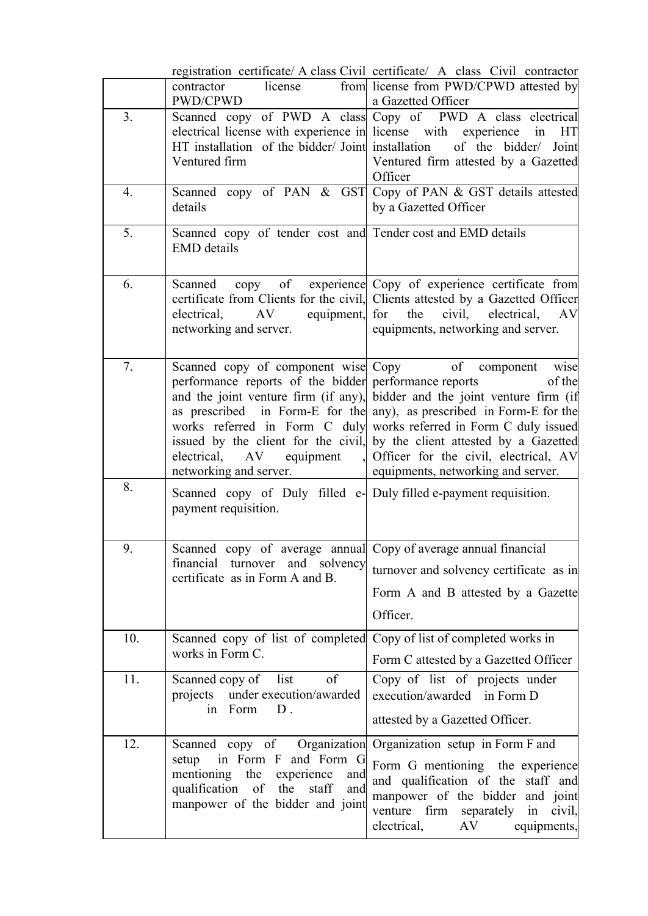| | | |
|---|---|---|
| | registration certificate/ A class Civil contractor license from PWD/CPWD | certificate/ A class Civil contractor license from PWD/CPWD attested by a Gazetted Officer |
| 3. | Scanned copy of PWD A class electrical license with experience in HT installation of the bidder/ Joint Ventured firm | Copy of PWD A class electrical license with experience in HT installation of the bidder/ Joint Ventured firm attested by a Gazetted Officer |
| 4. | Scanned copy of PAN & GST details | Copy of PAN & GST details attested by a Gazetted Officer |
| 5. | Scanned copy of tender cost and EMD details | Tender cost and EMD details |
| 6. | Scanned copy of experience certificate from Clients for the civil, electrical, AV equipment, networking and server. | Copy of experience certificate from Clients attested by a Gazetted Officer for the civil, electrical, AV equipments, networking and server. |
| 7. | Scanned copy of component wise performance reports of the bidder and the joint venture firm (if any), as prescribed in Form-E for the works referred in Form C duly issued by the client for the civil, electrical, AV equipment , networking and server. | Copy of component wise performance reports of the bidder and the joint venture firm (if any), as prescribed in Form-E for the works referred in Form C duly issued by the client attested by a Gazetted Officer for the civil, electrical, AV equipments, networking and server. |
| 8. | Scanned copy of Duly filled e-payment requisition. | Duly filled e-payment requisition. |
| 9. | Scanned copy of average annual financial turnover and solvency certificate as in Form A and B. | Copy of average annual financial turnover and solvency certificate as in Form A and B attested by a Gazette Officer. |
| 10. | Scanned copy of list of completed works in Form C. | Copy of list of completed works in Form C attested by a Gazetted Officer |
| 11. | Scanned copy of list of projects under execution/awarded in Form D . | Copy of list of projects under execution/awarded in Form D attested by a Gazetted Officer. |
| 12. | Scanned copy of Organization setup in Form F and Form G mentioning the experience and qualification of the staff and manpower of the bidder and joint | Organization setup in Form F and Form G mentioning the experience and qualification of the staff and manpower of the bidder and joint venture firm separately in civil, electrical, AV equipments, |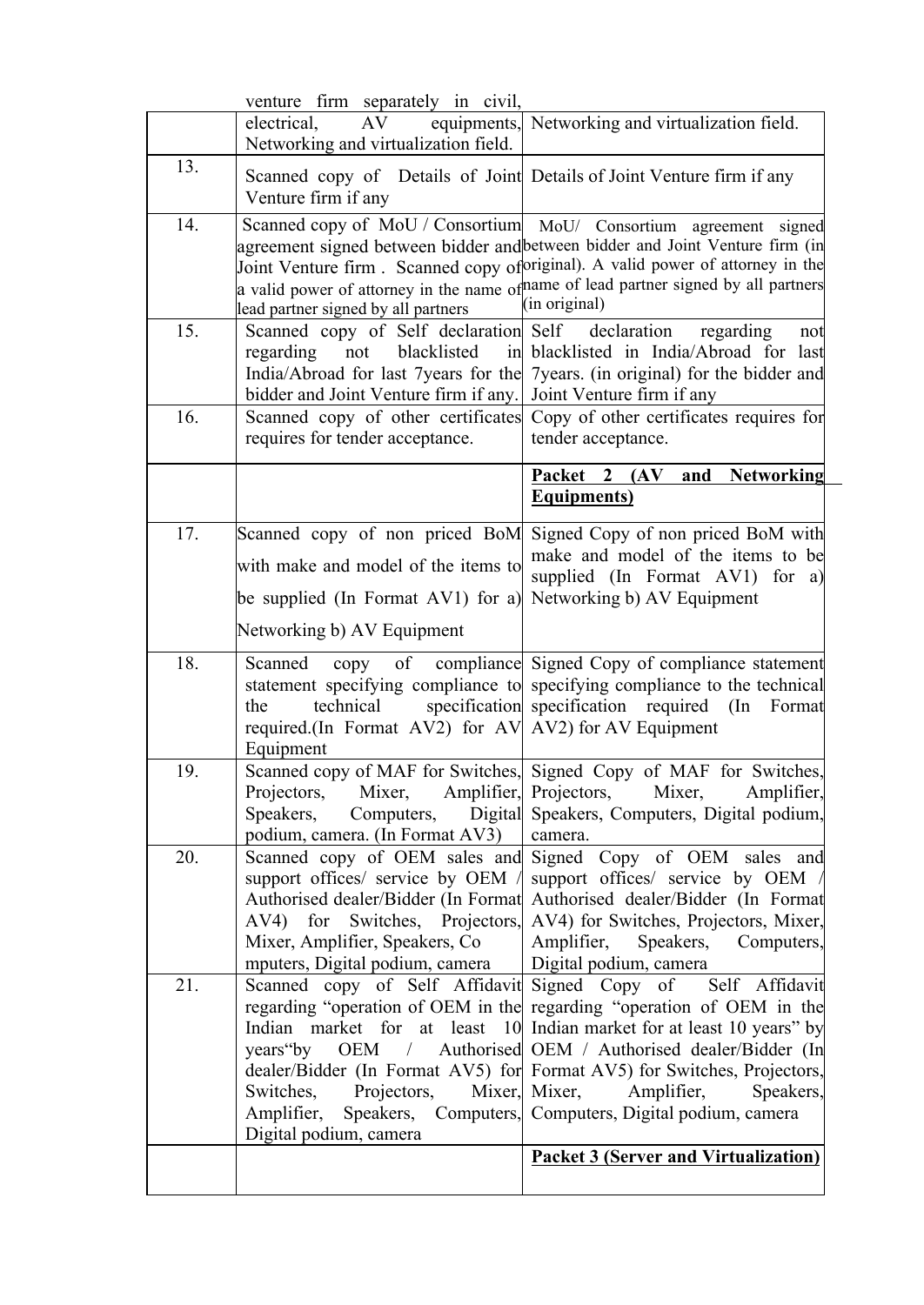| | | |
|---|---|---|
| | venture firm separately in civil, electrical, AV equipments, Networking and virtualization field. | Networking and virtualization field. |
| 13. | Scanned copy of Details of Joint Venture firm if any | Details of Joint Venture firm if any |
| 14. | Scanned copy of MoU / Consortium agreement signed between bidder and Joint Venture firm . Scanned copy of a valid power of attorney in the name of lead partner signed by all partners | MoU/ Consortium agreement signed between bidder and Joint Venture firm (in original). A valid power of attorney in the name of lead partner signed by all partners (in original) |
| 15. | Scanned copy of Self declaration regarding not blacklisted in India/Abroad for last 7years for the bidder and Joint Venture firm if any. | Self declaration regarding not blacklisted in India/Abroad for last 7years. (in original) for the bidder and Joint Venture firm if any |
| 16. | Scanned copy of other certificates requires for tender acceptance. | Copy of other certificates requires for tender acceptance. |
| | | **Packet 2 (AV and Networking Equipments)** |
| 17. | Scanned copy of non priced BoM with make and model of the items to be supplied (In Format AV1) for a) Networking b) AV Equipment | Signed Copy of non priced BoM with make and model of the items to be supplied (In Format AV1) for a) Networking b) AV Equipment |
| 18. | Scanned copy of compliance statement specifying compliance to the technical specification required.(In Format AV2) for AV Equipment | Signed Copy of compliance statement specifying compliance to the technical specification required (In Format AV2) for AV Equipment |
| 19. | Scanned copy of MAF for Switches, Projectors, Mixer, Amplifier, Speakers, Computers, Digital podium, camera. (In Format AV3) | Signed Copy of MAF for Switches, Projectors, Mixer, Amplifier, Speakers, Computers, Digital podium, camera. |
| 20. | Scanned copy of OEM sales and support offices/ service by OEM / Authorised dealer/Bidder (In Format AV4) for Switches, Projectors, Mixer, Amplifier, Speakers, Co mputers, Digital podium, camera | Signed Copy of OEM sales and support offices/ service by OEM / Authorised dealer/Bidder (In Format AV4) for Switches, Projectors, Mixer, Amplifier, Speakers, Computers, Digital podium, camera |
| 21. | Scanned copy of Self Affidavit regarding "operation of OEM in the Indian market for at least 10 years"by OEM / Authorised dealer/Bidder (In Format AV5) for Switches, Projectors, Mixer, Amplifier, Speakers, Computers, Digital podium, camera | Signed Copy of Self Affidavit regarding "operation of OEM in the Indian market for at least 10 years" by OEM / Authorised dealer/Bidder (In Format AV5) for Switches, Projectors, Mixer, Amplifier, Speakers, Computers, Digital podium, camera |
| | | **Packet 3 (Server and Virtualization)** |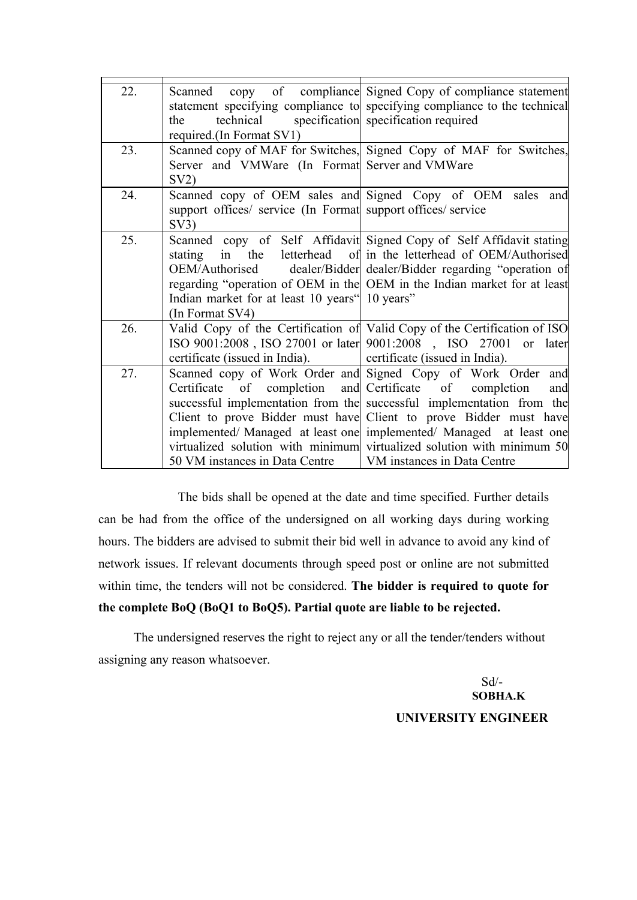| | | |
|---|---|---|
| 22. | Scanned copy of compliance statement specifying compliance to the technical specification required.(In Format SV1) | Signed Copy of compliance statement specifying compliance to the technical specification required |
| 23. | Scanned copy of MAF for Switches, Server and VMWare (In Format SV2) | Signed Copy of MAF for Switches, Server and VMWare |
| 24. | Scanned copy of OEM sales and support offices/ service (In Format SV3) | Signed Copy of OEM sales and support offices/ service |
| 25. | Scanned copy of Self Affidavit stating in the letterhead of OEM/Authorised dealer/Bidder regarding "operation of OEM in the Indian market for at least 10 years" (In Format SV4) | Signed Copy of Self Affidavit stating in the letterhead of OEM/Authorised dealer/Bidder regarding "operation of OEM in the Indian market for at least 10 years" |
| 26. | Valid Copy of the Certification of ISO 9001:2008 , ISO 27001 or later certificate (issued in India). | Valid Copy of the Certification of ISO 9001:2008 , ISO 27001 or later certificate (issued in India). |
| 27. | Scanned copy of Work Order and Certificate of completion and successful implementation from the Client to prove Bidder must have implemented/ Managed at least one virtualized solution with minimum 50 VM instances in Data Centre | Signed Copy of Work Order and Certificate of completion and successful implementation from the Client to prove Bidder must have implemented/ Managed at least one virtualized solution with minimum 50 VM instances in Data Centre |

The bids shall be opened at the date and time specified. Further details can be had from the office of the undersigned on all working days during working hours. The bidders are advised to submit their bid well in advance to avoid any kind of network issues. If relevant documents through speed post or online are not submitted within time, the tenders will not be considered. **The bidder is required to quote for the complete BoQ (BoQ1 to BoQ5). Partial quote are liable to be rejected.**

The undersigned reserves the right to reject any or all the tender/tenders without assigning any reason whatsoever.

Sd/-

**SOBHA.K**

**UNIVERSITY ENGINEER**